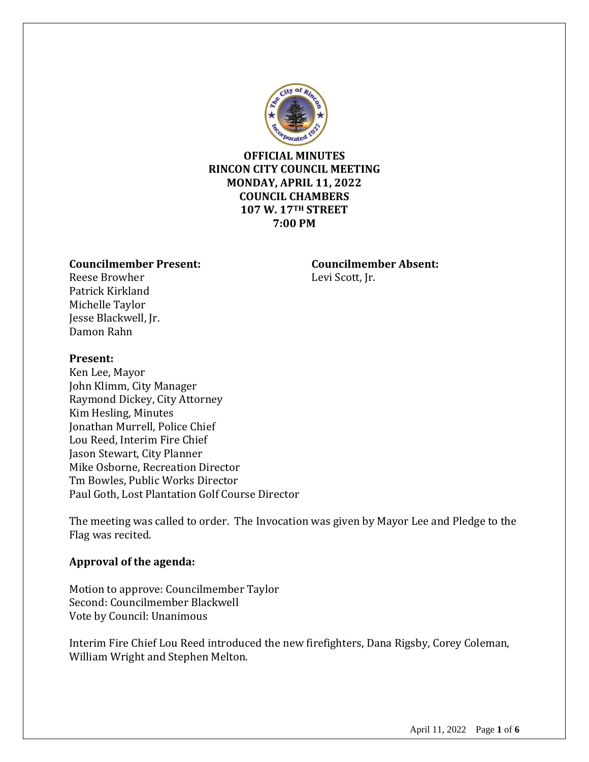**OFFICIAL MINUTES**
**RINCON CITY COUNCIL MEETING**
**MONDAY, APRIL 11, 2022**
**COUNCIL CHAMBERS**
**107 W. 17TH STREET**
**7:00 PM**

**Councilmember Present:**
Reese Browher
Patrick Kirkland
Michelle Taylor
Jesse Blackwell, Jr.
Damon Rahn

**Councilmember Absent:**
Levi Scott, Jr.

**Present:**
Ken Lee, Mayor
John Klimm, City Manager
Raymond Dickey, City Attorney
Kim Hesling, Minutes
Jonathan Murrell, Police Chief
Lou Reed, Interim Fire Chief
Jason Stewart, City Planner
Mike Osborne, Recreation Director
Tm Bowles, Public Works Director
Paul Goth, Lost Plantation Golf Course Director

The meeting was called to order. The Invocation was given by Mayor Lee and Pledge to the Flag was recited.

**Approval of the agenda:**

Motion to approve: Councilmember Taylor
Second: Councilmember Blackwell
Vote by Council: Unanimous

Interim Fire Chief Lou Reed introduced the new firefighters, Dana Rigsby, Corey Coleman, William Wright and Stephen Melton.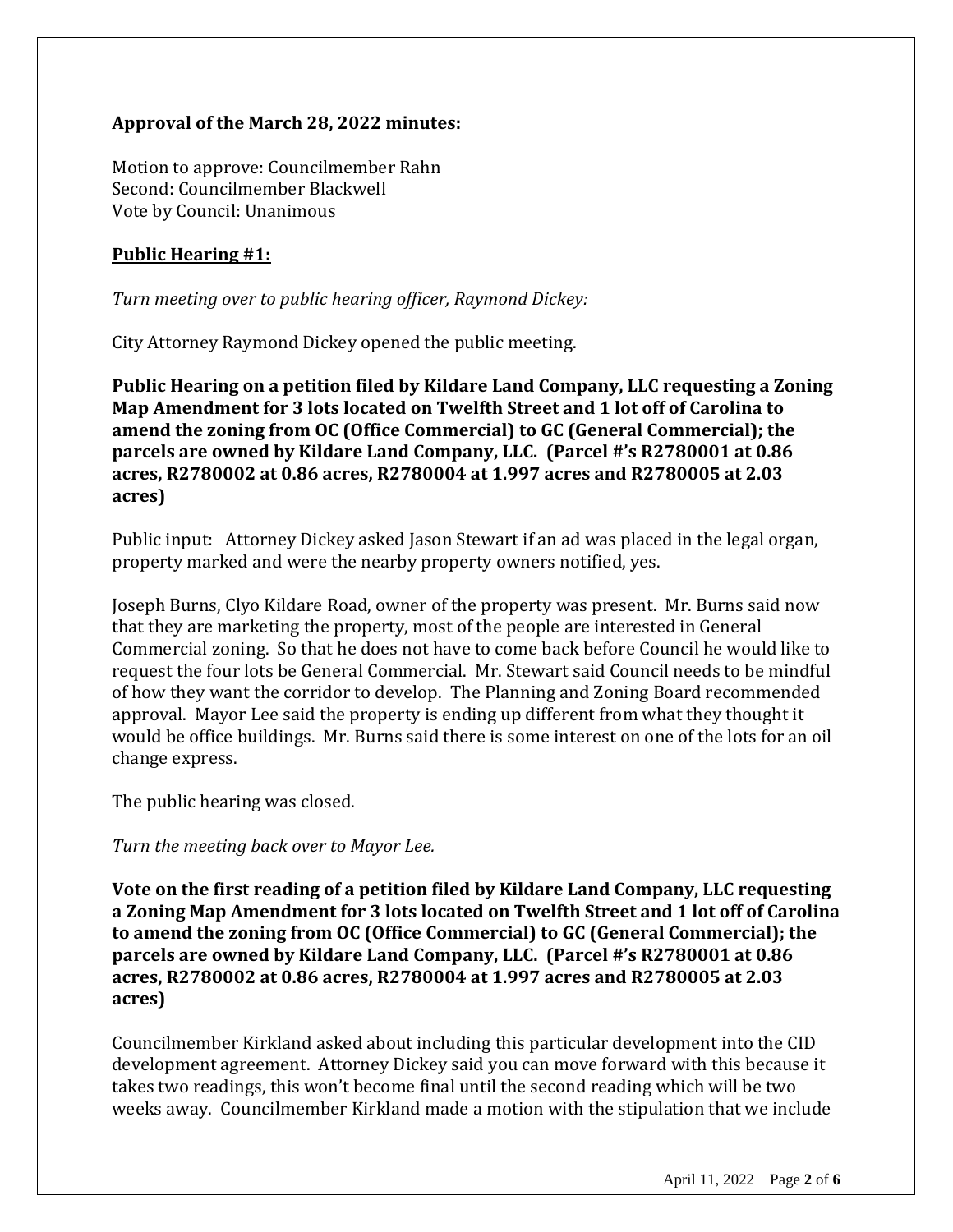**Approval of the March 28, 2022 minutes:**

Motion to approve: Councilmember Rahn
Second: Councilmember Blackwell
Vote by Council: Unanimous

**Public Hearing #1:**

*Turn meeting over to public hearing officer, Raymond Dickey:*

City Attorney Raymond Dickey opened the public meeting.

**Public Hearing on a petition filed by Kildare Land Company, LLC requesting a Zoning Map Amendment for 3 lots located on Twelfth Street and 1 lot off of Carolina to amend the zoning from OC (Office Commercial) to GC (General Commercial); the parcels are owned by Kildare Land Company, LLC. (Parcel #'s R2780001 at 0.86 acres, R2780002 at 0.86 acres, R2780004 at 1.997 acres and R2780005 at 2.03 acres)**

Public input: Attorney Dickey asked Jason Stewart if an ad was placed in the legal organ, property marked and were the nearby property owners notified, yes.

Joseph Burns, Clyo Kildare Road, owner of the property was present. Mr. Burns said now that they are marketing the property, most of the people are interested in General Commercial zoning. So that he does not have to come back before Council he would like to request the four lots be General Commercial. Mr. Stewart said Council needs to be mindful of how they want the corridor to develop. The Planning and Zoning Board recommended approval. Mayor Lee said the property is ending up different from what they thought it would be office buildings. Mr. Burns said there is some interest on one of the lots for an oil change express.

The public hearing was closed.

*Turn the meeting back over to Mayor Lee.*

**Vote on the first reading of a petition filed by Kildare Land Company, LLC requesting a Zoning Map Amendment for 3 lots located on Twelfth Street and 1 lot off of Carolina to amend the zoning from OC (Office Commercial) to GC (General Commercial); the parcels are owned by Kildare Land Company, LLC. (Parcel #'s R2780001 at 0.86 acres, R2780002 at 0.86 acres, R2780004 at 1.997 acres and R2780005 at 2.03 acres)**

Councilmember Kirkland asked about including this particular development into the CID development agreement. Attorney Dickey said you can move forward with this because it takes two readings, this won't become final until the second reading which will be two weeks away. Councilmember Kirkland made a motion with the stipulation that we include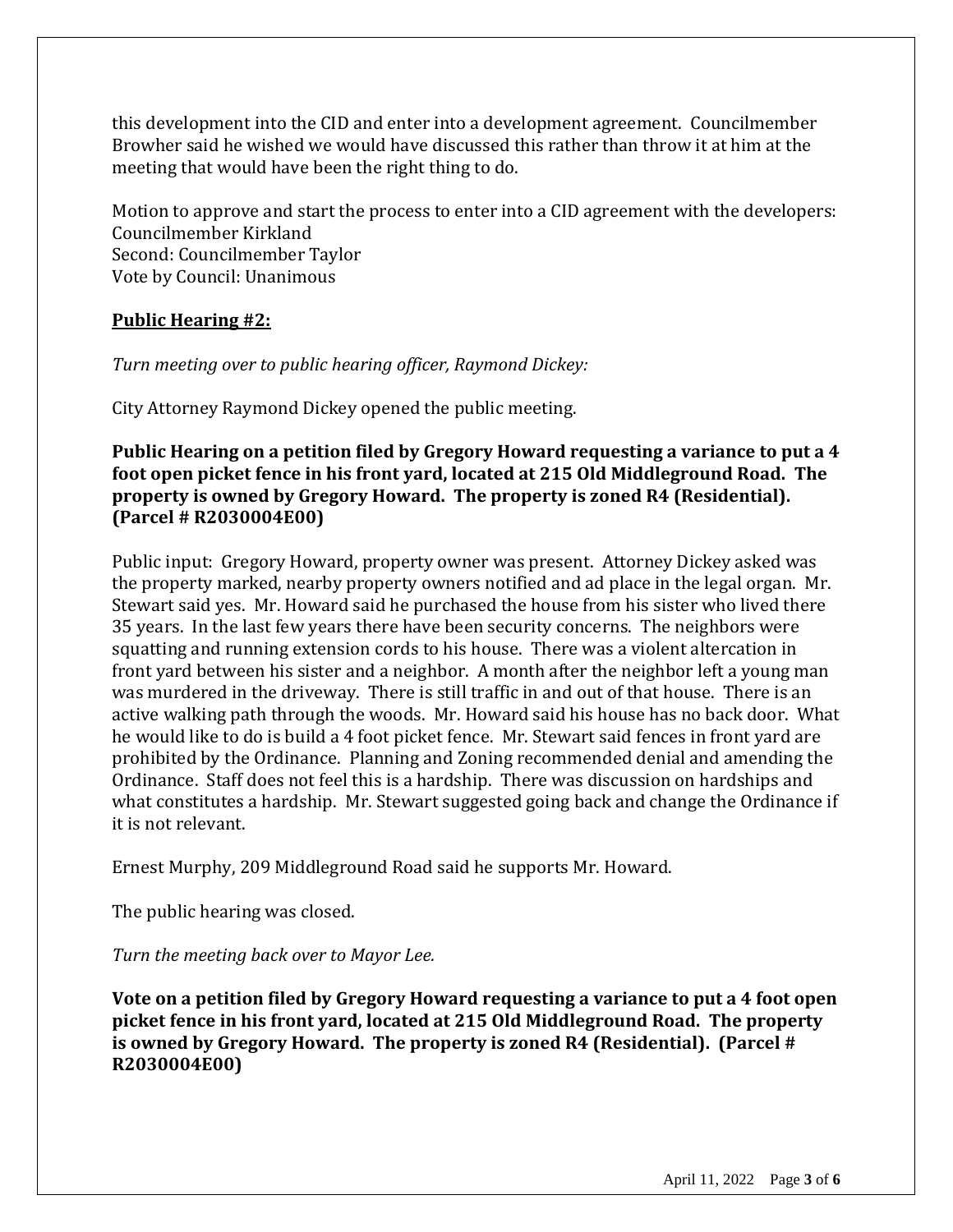this development into the CID and enter into a development agreement. Councilmember Browher said he wished we would have discussed this rather than throw it at him at the meeting that would have been the right thing to do.

Motion to approve and start the process to enter into a CID agreement with the developers: Councilmember Kirkland
Second: Councilmember Taylor
Vote by Council: Unanimous

**Public Hearing #2:**

*Turn meeting over to public hearing officer, Raymond Dickey:*

City Attorney Raymond Dickey opened the public meeting.

**Public Hearing on a petition filed by Gregory Howard requesting a variance to put a 4 foot open picket fence in his front yard, located at 215 Old Middleground Road. The property is owned by Gregory Howard. The property is zoned R4 (Residential). (Parcel # R2030004E00)**

Public input: Gregory Howard, property owner was present. Attorney Dickey asked was the property marked, nearby property owners notified and ad place in the legal organ. Mr. Stewart said yes. Mr. Howard said he purchased the house from his sister who lived there 35 years. In the last few years there have been security concerns. The neighbors were squatting and running extension cords to his house. There was a violent altercation in front yard between his sister and a neighbor. A month after the neighbor left a young man was murdered in the driveway. There is still traffic in and out of that house. There is an active walking path through the woods. Mr. Howard said his house has no back door. What he would like to do is build a 4 foot picket fence. Mr. Stewart said fences in front yard are prohibited by the Ordinance. Planning and Zoning recommended denial and amending the Ordinance. Staff does not feel this is a hardship. There was discussion on hardships and what constitutes a hardship. Mr. Stewart suggested going back and change the Ordinance if it is not relevant.

Ernest Murphy, 209 Middleground Road said he supports Mr. Howard.

The public hearing was closed.

*Turn the meeting back over to Mayor Lee.*

**Vote on a petition filed by Gregory Howard requesting a variance to put a 4 foot open picket fence in his front yard, located at 215 Old Middleground Road. The property is owned by Gregory Howard. The property is zoned R4 (Residential). (Parcel # R2030004E00)**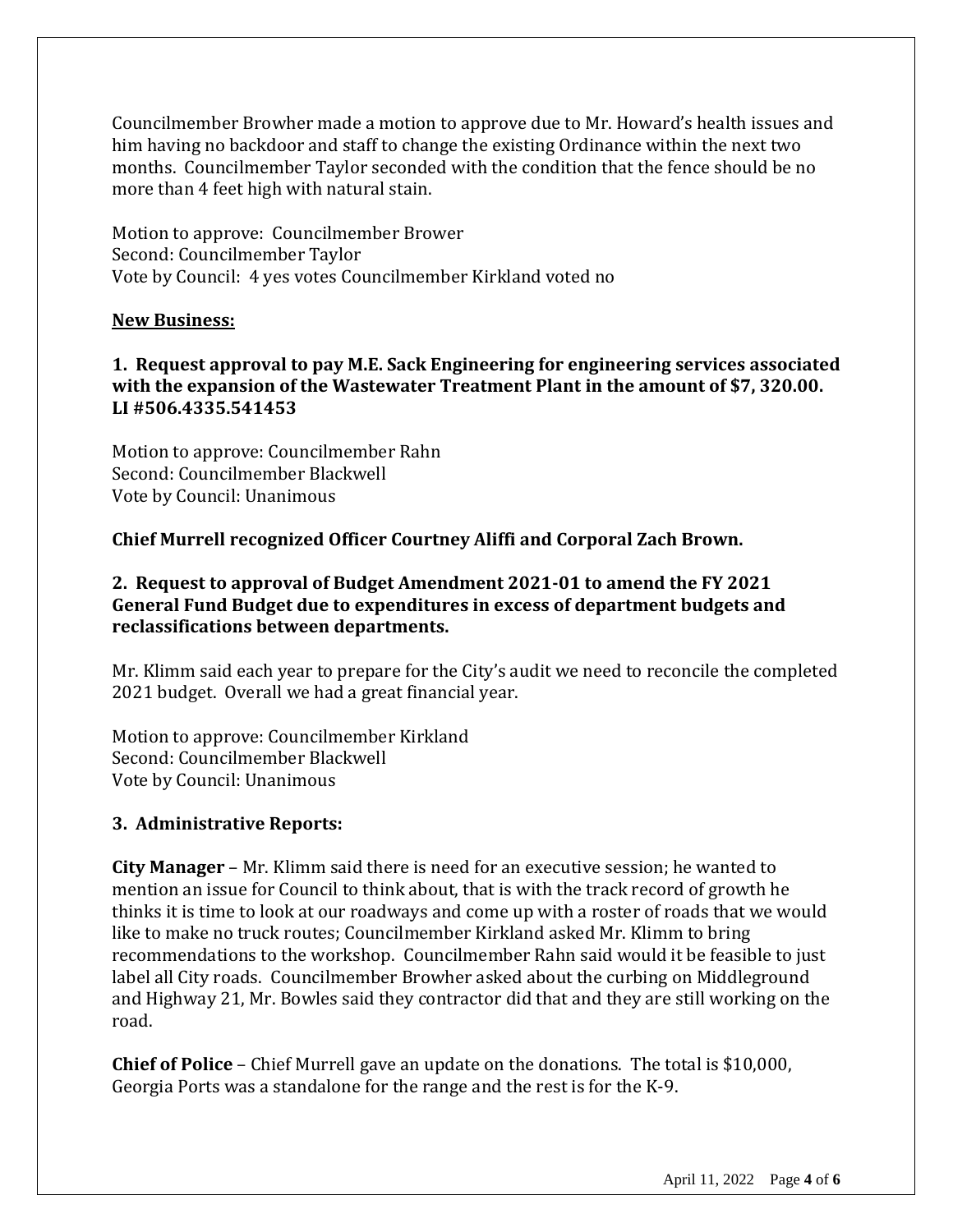Councilmember Browher made a motion to approve due to Mr. Howard's health issues and him having no backdoor and staff to change the existing Ordinance within the next two months. Councilmember Taylor seconded with the condition that the fence should be no more than 4 feet high with natural stain.

Motion to approve: Councilmember Brower
Second: Councilmember Taylor
Vote by Council: 4 yes votes Councilmember Kirkland voted no

**New Business:**

**1. Request approval to pay M.E. Sack Engineering for engineering services associated with the expansion of the Wastewater Treatment Plant in the amount of $7, 320.00. LI #506.4335.541453**

Motion to approve: Councilmember Rahn
Second: Councilmember Blackwell
Vote by Council: Unanimous

**Chief Murrell recognized Officer Courtney Aliffi and Corporal Zach Brown.**

**2. Request to approval of Budget Amendment 2021-01 to amend the FY 2021 General Fund Budget due to expenditures in excess of department budgets and reclassifications between departments.**

Mr. Klimm said each year to prepare for the City's audit we need to reconcile the completed 2021 budget. Overall we had a great financial year.

Motion to approve: Councilmember Kirkland
Second: Councilmember Blackwell
Vote by Council: Unanimous

**3. Administrative Reports:**

**City Manager** – Mr. Klimm said there is need for an executive session; he wanted to mention an issue for Council to think about, that is with the track record of growth he thinks it is time to look at our roadways and come up with a roster of roads that we would like to make no truck routes; Councilmember Kirkland asked Mr. Klimm to bring recommendations to the workshop. Councilmember Rahn said would it be feasible to just label all City roads. Councilmember Browher asked about the curbing on Middleground and Highway 21, Mr. Bowles said they contractor did that and they are still working on the road.

**Chief of Police** – Chief Murrell gave an update on the donations. The total is $10,000, Georgia Ports was a standalone for the range and the rest is for the K-9.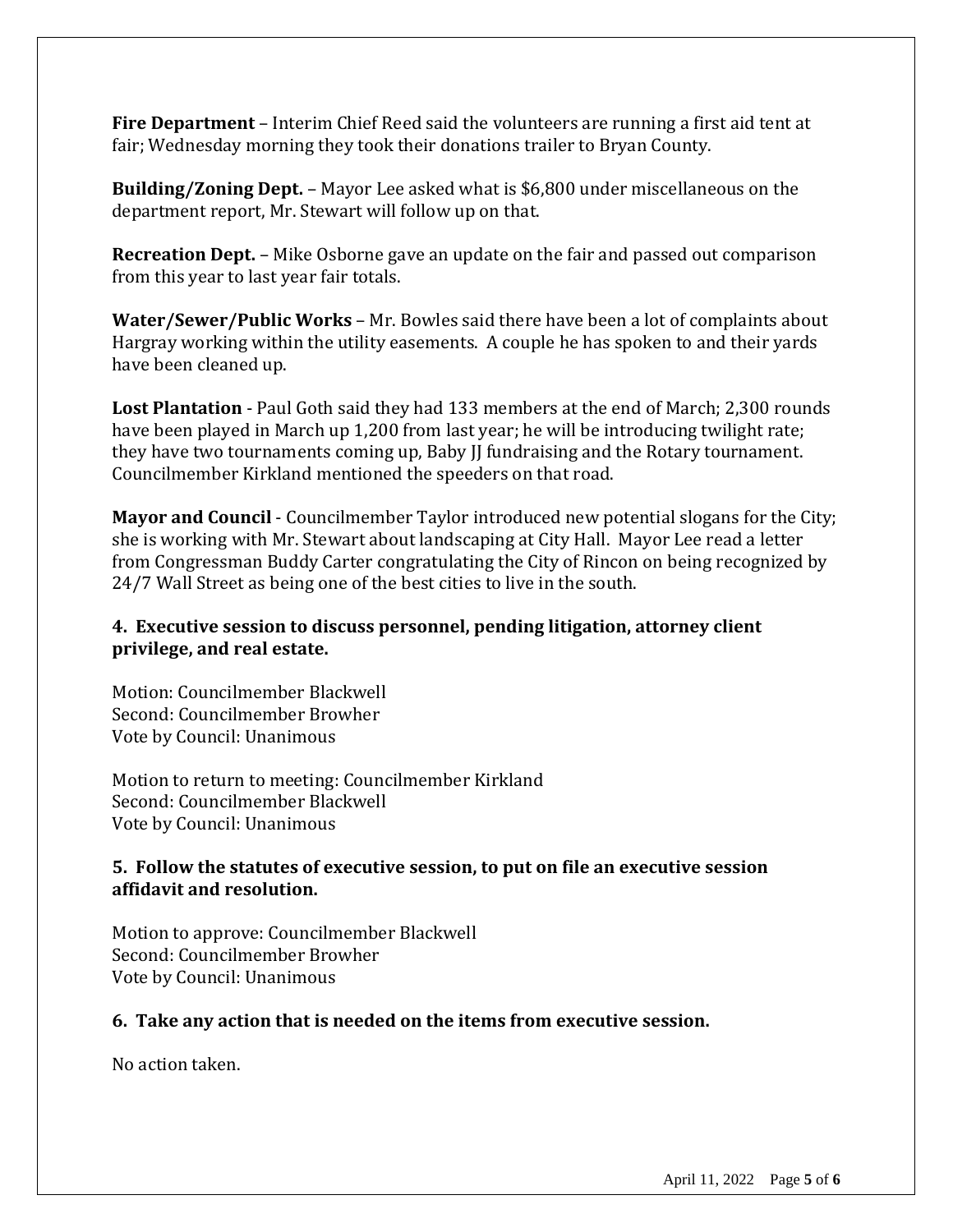**Fire Department** – Interim Chief Reed said the volunteers are running a first aid tent at fair; Wednesday morning they took their donations trailer to Bryan County.

**Building/Zoning Dept.** – Mayor Lee asked what is $6,800 under miscellaneous on the department report, Mr. Stewart will follow up on that.

**Recreation Dept.** – Mike Osborne gave an update on the fair and passed out comparison from this year to last year fair totals.

**Water/Sewer/Public Works** – Mr. Bowles said there have been a lot of complaints about Hargray working within the utility easements. A couple he has spoken to and their yards have been cleaned up.

**Lost Plantation** - Paul Goth said they had 133 members at the end of March; 2,300 rounds have been played in March up 1,200 from last year; he will be introducing twilight rate; they have two tournaments coming up, Baby JJ fundraising and the Rotary tournament. Councilmember Kirkland mentioned the speeders on that road.

**Mayor and Council** - Councilmember Taylor introduced new potential slogans for the City; she is working with Mr. Stewart about landscaping at City Hall. Mayor Lee read a letter from Congressman Buddy Carter congratulating the City of Rincon on being recognized by 24/7 Wall Street as being one of the best cities to live in the south.

### 4. Executive session to discuss personnel, pending litigation, attorney client privilege, and real estate.

Motion: Councilmember Blackwell
Second: Councilmember Browher
Vote by Council: Unanimous

Motion to return to meeting: Councilmember Kirkland
Second: Councilmember Blackwell
Vote by Council: Unanimous

### 5. Follow the statutes of executive session, to put on file an executive session affidavit and resolution.

Motion to approve: Councilmember Blackwell
Second: Councilmember Browher
Vote by Council: Unanimous

### 6. Take any action that is needed on the items from executive session.

No action taken.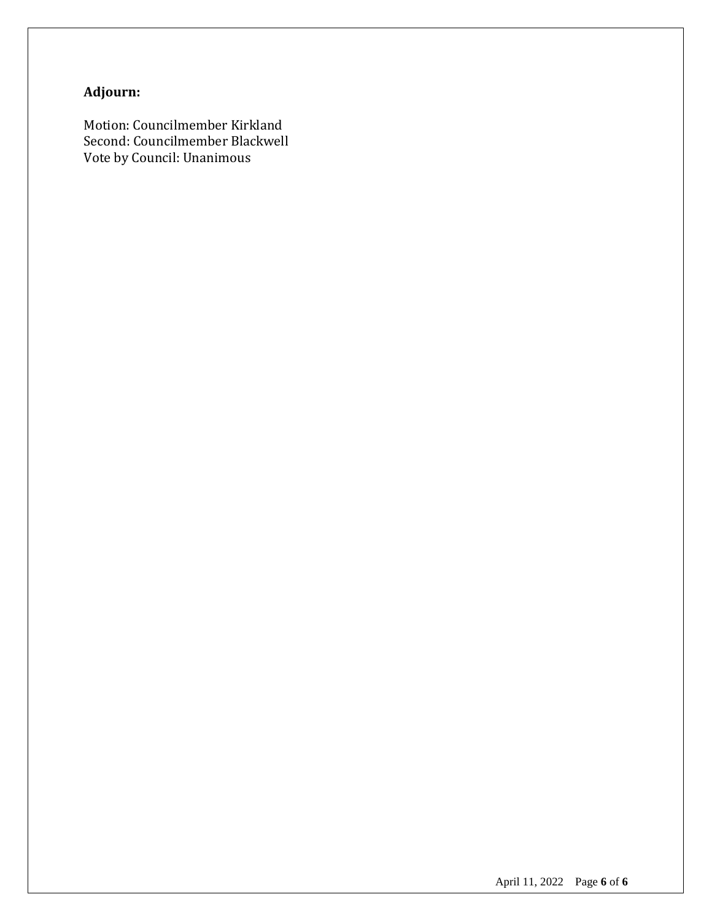**Adjourn:**

Motion: Councilmember Kirkland
Second: Councilmember Blackwell
Vote by Council: Unanimous